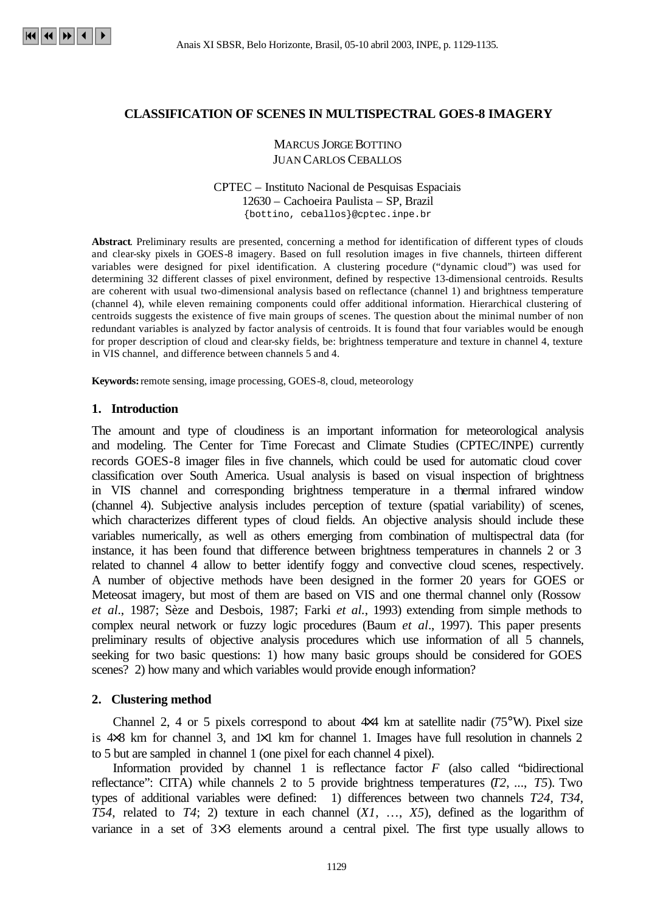# CLASSIFICATION OF SCENES IN MULTISPECTRAL GOES-8 IMAGERY

MARCUS JORGE BOTTINO
JUAN CARLOS CEBALLOS

CPTEC – Instituto Nacional de Pesquisas Espaciais
12630 – Cachoeira Paulista – SP, Brazil
{bottino, ceballos}@cptec.inpe.br

**Abstract**. Preliminary results are presented, concerning a method for identification of different types of clouds and clear-sky pixels in GOES-8 imagery. Based on full resolution images in five channels, thirteen different variables were designed for pixel identification. A clustering procedure ("dynamic cloud") was used for determining 32 different classes of pixel environment, defined by respective 13-dimensional centroids. Results are coherent with usual two-dimensional analysis based on reflectance (channel 1) and brightness temperature (channel 4), while eleven remaining components could offer additional information. Hierarchical clustering of centroids suggests the existence of five main groups of scenes. The question about the minimal number of non redundant variables is analyzed by factor analysis of centroids. It is found that four variables would be enough for proper description of cloud and clear-sky fields, be: brightness temperature and texture in channel 4, texture in VIS channel, and difference between channels 5 and 4.

**Keywords:** remote sensing, image processing, GOES-8, cloud, meteorology

## 1. Introduction

The amount and type of cloudiness is an important information for meteorological analysis and modeling. The Center for Time Forecast and Climate Studies (CPTEC/INPE) currently records GOES-8 imager files in five channels, which could be used for automatic cloud cover classification over South America. Usual analysis is based on visual inspection of brightness in VIS channel and corresponding brightness temperature in a thermal infrared window (channel 4). Subjective analysis includes perception of texture (spatial variability) of scenes, which characterizes different types of cloud fields. An objective analysis should include these variables numerically, as well as others emerging from combination of multispectral data (for instance, it has been found that difference between brightness temperatures in channels 2 or 3 related to channel 4 allow to better identify foggy and convective cloud scenes, respectively. A number of objective methods have been designed in the former 20 years for GOES or Meteosat imagery, but most of them are based on VIS and one thermal channel only (Rossow *et al*., 1987; Sèze and Desbois, 1987; Farki *et al*., 1993) extending from simple methods to complex neural network or fuzzy logic procedures (Baum *et al*., 1997). This paper presents preliminary results of objective analysis procedures which use information of all 5 channels, seeking for two basic questions: 1) how many basic groups should be considered for GOES scenes? 2) how many and which variables would provide enough information?

## 2. Clustering method

Channel 2, 4 or 5 pixels correspond to about 4×4 km at satellite nadir (75°W). Pixel size is 4×8 km for channel 3, and 1×1 km for channel 1. Images have full resolution in channels 2 to 5 but are sampled in channel 1 (one pixel for each channel 4 pixel).

Information provided by channel 1 is reflectance factor $F$ (also called "bidirectional reflectance": CITA) while channels 2 to 5 provide brightness temperatures ($T2$, ..., $T5$). Two types of additional variables were defined: 1) differences between two channels $T24$, $T34$, $T54$, related to $T4$; 2) texture in each channel ($X1$, …, $X5$), defined as the logarithm of variance in a set of 3×3 elements around a central pixel. The first type usually allows to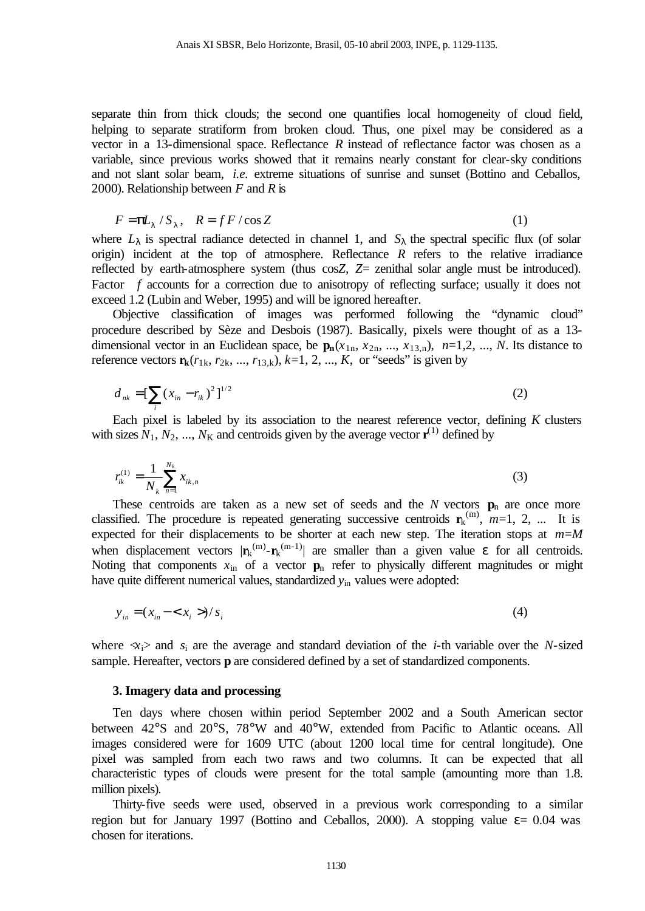separate thin from thick clouds; the second one quantifies local homogeneity of cloud field, helping to separate stratiform from broken cloud. Thus, one pixel may be considered as a vector in a 13-dimensional space. Reflectance $R$ instead of reflectance factor was chosen as a variable, since previous works showed that it remains nearly constant for clear-sky conditions and not slant solar beam, *i.e.* extreme situations of sunrise and sunset (Bottino and Ceballos, 2000). Relationship between $F$ and $R$ is

$$F = \pi L_\lambda / S_\lambda , \quad R = f\, F / \cos Z \tag{1}$$

where $L_\lambda$ is spectral radiance detected in channel 1, and $S_\lambda$ the spectral specific flux (of solar origin) incident at the top of atmosphere. Reflectance $R$ refers to the relative irradiance reflected by earth-atmosphere system (thus cos$Z$, $Z$= zenithal solar angle must be introduced). Factor $f$ accounts for a correction due to anisotropy of reflecting surface; usually it does not exceed 1.2 (Lubin and Weber, 1995) and will be ignored hereafter.

Objective classification of images was performed following the "dynamic cloud" procedure described by Sèze and Desbois (1987). Basically, pixels were thought of as a 13-dimensional vector in an Euclidean space, be $\mathbf{p_n}(x_{1n}, x_{2n}, ..., x_{13,n})$, $n$=1,2, ..., $N$. Its distance to reference vectors $\mathbf{r_k}(r_{1k}, r_{2k}, ..., r_{13,k})$, $k$=1, 2, ..., $K$, or "seeds" is given by

$$d_{nk} = [\sum_i (x_{in} - r_{ik})^2]^{1/2} \tag{2}$$

Each pixel is labeled by its association to the nearest reference vector, defining $K$ clusters with sizes $N_1, N_2, ..., N_K$ and centroids given by the average vector $\mathbf{r}^{(1)}$ defined by

$$r_{ik}^{(1)} = \frac{1}{N_k} \sum_{n=1}^{N_k} x_{ik,n} \tag{3}$$

These centroids are taken as a new set of seeds and the $N$ vectors $\mathbf{p}_n$ are once more classified. The procedure is repeated generating successive centroids $\mathbf{r}_k^{(m)}$, $m$=1, 2, ... It is expected for their displacements to be shorter at each new step. The iteration stops at $m=M$ when displacement vectors $|\mathbf{r}_k^{(m)}-\mathbf{r}_k^{(m-1)}|$ are smaller than a given value $\varepsilon$ for all centroids. Noting that components $x_{in}$ of a vector $\mathbf{p}_n$ refer to physically different magnitudes or might have quite different numerical values, standardized $y_{in}$ values were adopted:

$$y_{in} = (x_{in} - \langle x_i \rangle) / s_i \tag{4}$$

where $\langle x_i \rangle$ and $s_i$ are the average and standard deviation of the $i$-th variable over the $N$-sized sample. Hereafter, vectors **p** are considered defined by a set of standardized components.

### 3. Imagery data and processing

Ten days where chosen within period September 2002 and a South American sector between 42°S and 20°S, 78°W and 40°W, extended from Pacific to Atlantic oceans. All images considered were for 1609 UTC (about 1200 local time for central longitude). One pixel was sampled from each two raws and two columns. It can be expected that all characteristic types of clouds were present for the total sample (amounting more than 1.8. million pixels).

Thirty-five seeds were used, observed in a previous work corresponding to a similar region but for January 1997 (Bottino and Ceballos, 2000). A stopping value $\varepsilon$= 0.04 was chosen for iterations.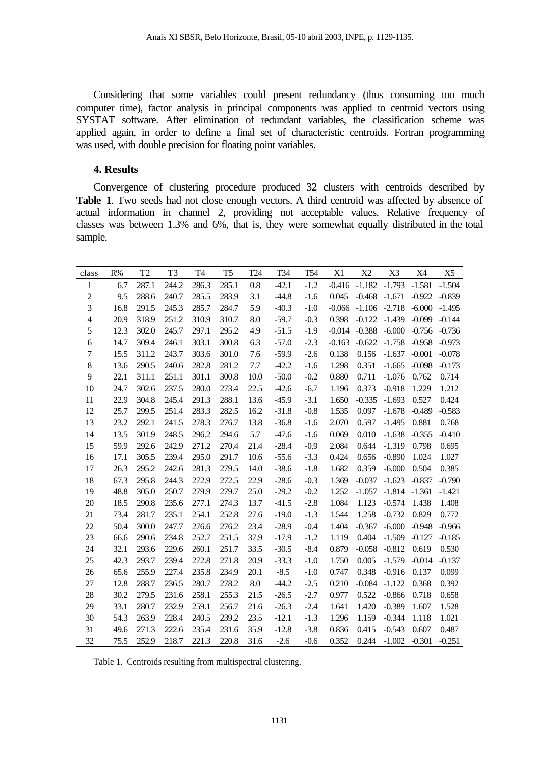Considering that some variables could present redundancy (thus consuming too much computer time), factor analysis in principal components was applied to centroid vectors using SYSTAT software. After elimination of redundant variables, the classification scheme was applied again, in order to define a final set of characteristic centroids. Fortran programming was used, with double precision for floating point variables.

### 4. Results

Convergence of clustering procedure produced 32 clusters with centroids described by **Table 1**. Two seeds had not close enough vectors. A third centroid was affected by absence of actual information in channel 2, providing not acceptable values. Relative frequency of classes was between 1.3% and 6%, that is, they were somewhat equally distributed in the total sample.

| class | R% | T2 | T3 | T4 | T5 | T24 | T34 | T54 | X1 | X2 | X3 | X4 | X5 |
|---|---|---|---|---|---|---|---|---|---|---|---|---|---|
| 1 | 6.7 | 287.1 | 244.2 | 286.3 | 285.1 | 0.8 | -42.1 | -1.2 | -0.416 | -1.182 | -1.793 | -1.581 | -1.504 |
| 2 | 9.5 | 288.6 | 240.7 | 285.5 | 283.9 | 3.1 | -44.8 | -1.6 | 0.045 | -0.468 | -1.671 | -0.922 | -0.839 |
| 3 | 16.8 | 291.5 | 245.3 | 285.7 | 284.7 | 5.9 | -40.3 | -1.0 | -0.066 | -1.106 | -2.718 | -6.000 | -1.495 |
| 4 | 20.9 | 318.9 | 251.2 | 310.9 | 310.7 | 8.0 | -59.7 | -0.3 | 0.398 | -0.122 | -1.439 | -0.099 | -0.144 |
| 5 | 12.3 | 302.0 | 245.7 | 297.1 | 295.2 | 4.9 | -51.5 | -1.9 | -0.014 | -0.388 | -6.000 | -0.756 | -0.736 |
| 6 | 14.7 | 309.4 | 246.1 | 303.1 | 300.8 | 6.3 | -57.0 | -2.3 | -0.163 | -0.622 | -1.758 | -0.958 | -0.973 |
| 7 | 15.5 | 311.2 | 243.7 | 303.6 | 301.0 | 7.6 | -59.9 | -2.6 | 0.138 | 0.156 | -1.637 | -0.001 | -0.078 |
| 8 | 13.6 | 290.5 | 240.6 | 282.8 | 281.2 | 7.7 | -42.2 | -1.6 | 1.298 | 0.351 | -1.665 | -0.098 | -0.173 |
| 9 | 22.1 | 311.1 | 251.1 | 301.1 | 300.8 | 10.0 | -50.0 | -0.2 | 0.880 | 0.711 | -1.076 | 0.762 | 0.714 |
| 10 | 24.7 | 302.6 | 237.5 | 280.0 | 273.4 | 22.5 | -42.6 | -6.7 | 1.196 | 0.373 | -0.918 | 1.229 | 1.212 |
| 11 | 22.9 | 304.8 | 245.4 | 291.3 | 288.1 | 13.6 | -45.9 | -3.1 | 1.650 | -0.335 | -1.693 | 0.527 | 0.424 |
| 12 | 25.7 | 299.5 | 251.4 | 283.3 | 282.5 | 16.2 | -31.8 | -0.8 | 1.535 | 0.097 | -1.678 | -0.489 | -0.583 |
| 13 | 23.2 | 292.1 | 241.5 | 278.3 | 276.7 | 13.8 | -36.8 | -1.6 | 2.070 | 0.597 | -1.495 | 0.881 | 0.768 |
| 14 | 13.5 | 301.9 | 248.5 | 296.2 | 294.6 | 5.7 | -47.6 | -1.6 | 0.069 | 0.010 | -1.638 | -0.355 | -0.410 |
| 15 | 59.9 | 292.6 | 242.9 | 271.2 | 270.4 | 21.4 | -28.4 | -0.9 | 2.084 | 0.644 | -1.319 | 0.798 | 0.695 |
| 16 | 17.1 | 305.5 | 239.4 | 295.0 | 291.7 | 10.6 | -55.6 | -3.3 | 0.424 | 0.656 | -0.890 | 1.024 | 1.027 |
| 17 | 26.3 | 295.2 | 242.6 | 281.3 | 279.5 | 14.0 | -38.6 | -1.8 | 1.682 | 0.359 | -6.000 | 0.504 | 0.385 |
| 18 | 67.3 | 295.8 | 244.3 | 272.9 | 272.5 | 22.9 | -28.6 | -0.3 | 1.369 | -0.037 | -1.623 | -0.837 | -0.790 |
| 19 | 48.8 | 305.0 | 250.7 | 279.9 | 279.7 | 25.0 | -29.2 | -0.2 | 1.252 | -1.057 | -1.814 | -1.361 | -1.421 |
| 20 | 18.5 | 290.8 | 235.6 | 277.1 | 274.3 | 13.7 | -41.5 | -2.8 | 1.084 | 1.123 | -0.574 | 1.438 | 1.408 |
| 21 | 73.4 | 281.7 | 235.1 | 254.1 | 252.8 | 27.6 | -19.0 | -1.3 | 1.544 | 1.258 | -0.732 | 0.829 | 0.772 |
| 22 | 50.4 | 300.0 | 247.7 | 276.6 | 276.2 | 23.4 | -28.9 | -0.4 | 1.404 | -0.367 | -6.000 | -0.948 | -0.966 |
| 23 | 66.6 | 290.6 | 234.8 | 252.7 | 251.5 | 37.9 | -17.9 | -1.2 | 1.119 | 0.404 | -1.509 | -0.127 | -0.185 |
| 24 | 32.1 | 293.6 | 229.6 | 260.1 | 251.7 | 33.5 | -30.5 | -8.4 | 0.879 | -0.058 | -0.812 | 0.619 | 0.530 |
| 25 | 42.3 | 293.7 | 239.4 | 272.8 | 271.8 | 20.9 | -33.3 | -1.0 | 1.750 | 0.005 | -1.579 | -0.014 | -0.137 |
| 26 | 65.6 | 255.9 | 227.4 | 235.8 | 234.9 | 20.1 | -8.5 | -1.0 | 0.747 | 0.348 | -0.916 | 0.137 | 0.099 |
| 27 | 12.8 | 288.7 | 236.5 | 280.7 | 278.2 | 8.0 | -44.2 | -2.5 | 0.210 | -0.084 | -1.122 | 0.368 | 0.392 |
| 28 | 30.2 | 279.5 | 231.6 | 258.1 | 255.3 | 21.5 | -26.5 | -2.7 | 0.977 | 0.522 | -0.866 | 0.718 | 0.658 |
| 29 | 33.1 | 280.7 | 232.9 | 259.1 | 256.7 | 21.6 | -26.3 | -2.4 | 1.641 | 1.420 | -0.389 | 1.607 | 1.528 |
| 30 | 54.3 | 263.9 | 228.4 | 240.5 | 239.2 | 23.5 | -12.1 | -1.3 | 1.296 | 1.159 | -0.344 | 1.118 | 1.021 |
| 31 | 49.6 | 271.3 | 222.6 | 235.4 | 231.6 | 35.9 | -12.8 | -3.8 | 0.836 | 0.415 | -0.543 | 0.607 | 0.487 |
| 32 | 75.5 | 252.9 | 218.7 | 221.3 | 220.8 | 31.6 | -2.6 | -0.6 | 0.352 | 0.244 | -1.002 | -0.301 | -0.251 |

Table 1. Centroids resulting from multispectral clustering.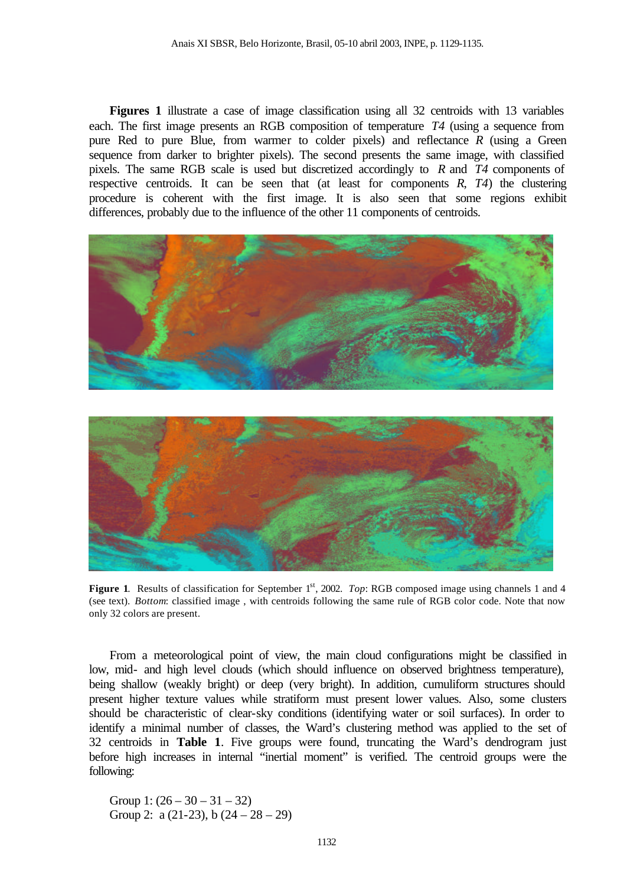**Figures 1** illustrate a case of image classification using all 32 centroids with 13 variables each. The first image presents an RGB composition of temperature *T4* (using a sequence from pure Red to pure Blue, from warmer to colder pixels) and reflectance *R* (using a Green sequence from darker to brighter pixels). The second presents the same image, with classified pixels. The same RGB scale is used but discretized accordingly to *R* and *T4* components of respective centroids. It can be seen that (at least for components *R*, *T4*) the clustering procedure is coherent with the first image. It is also seen that some regions exhibit differences, probably due to the influence of the other 11 components of centroids.

**Figure 1**. Results of classification for September 1[st], 2002. *Top*: RGB composed image using channels 1 and 4 (see text). *Bottom*: classified image , with centroids following the same rule of RGB color code. Note that now only 32 colors are present.

From a meteorological point of view, the main cloud configurations might be classified in low, mid- and high level clouds (which should influence on observed brightness temperature), being shallow (weakly bright) or deep (very bright). In addition, cumuliform structures should present higher texture values while stratiform must present lower values. Also, some clusters should be characteristic of clear-sky conditions (identifying water or soil surfaces). In order to identify a minimal number of classes, the Ward's clustering method was applied to the set of 32 centroids in **Table 1**. Five groups were found, truncating the Ward's dendrogram just before high increases in internal "inertial moment" is verified. The centroid groups were the following:

Group 1: (26 – 30 – 31 – 32)
Group 2: a (21-23), b (24 – 28 – 29)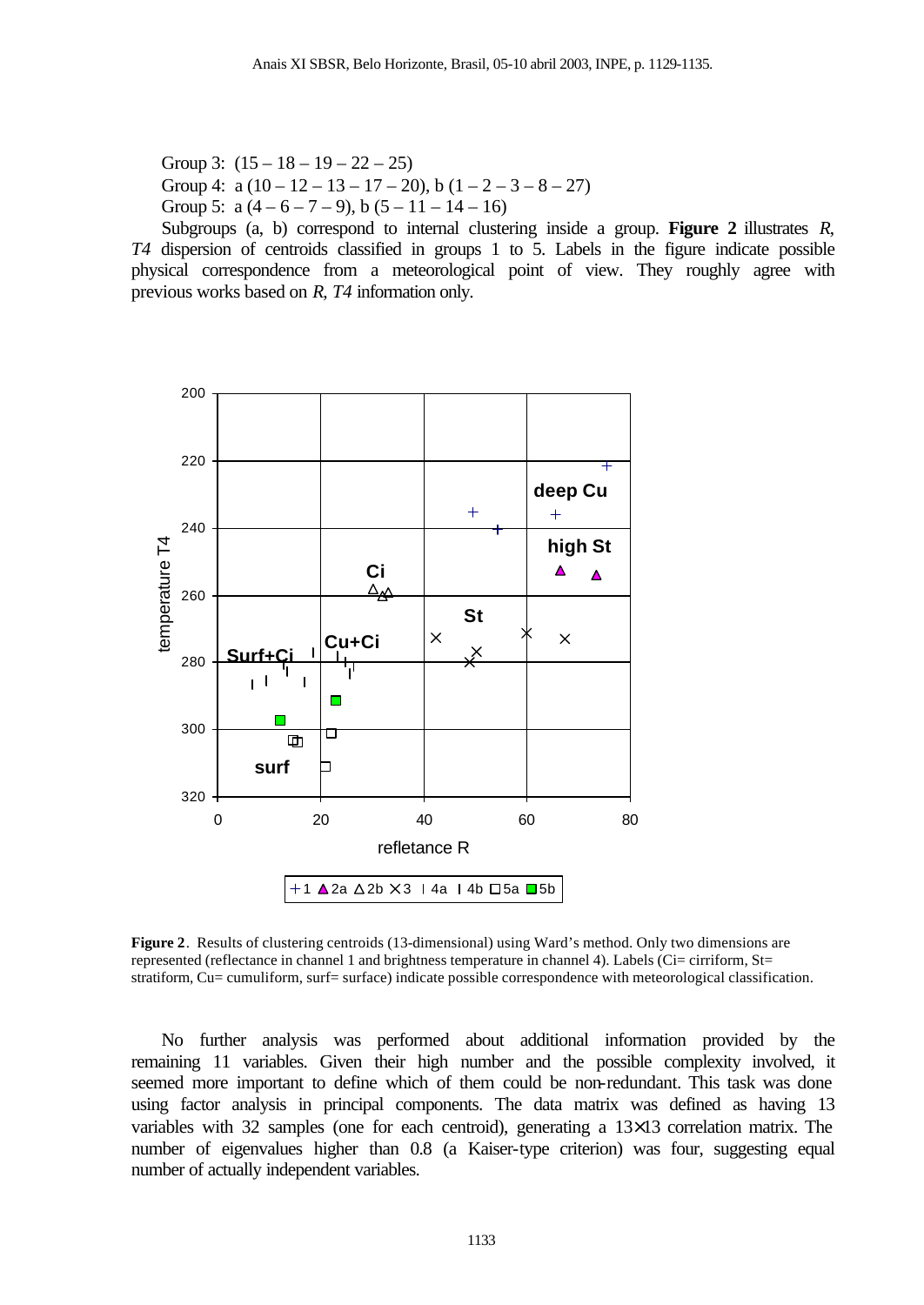Group 3: (15 – 18 – 19 – 22 – 25)

Group 4: a (10 – 12 – 13 – 17 – 20), b (1 – 2 – 3 – 8 – 27)

Group 5: a (4 – 6 – 7 – 9), b (5 – 11 – 14 – 16)

Subgroups (a, b) correspond to internal clustering inside a group. **Figure 2** illustrates *R*, *T4* dispersion of centroids classified in groups 1 to 5. Labels in the figure indicate possible physical correspondence from a meteorological point of view. They roughly agree with previous works based on *R*, *T4* information only.

**Figure 2**. Results of clustering centroids (13-dimensional) using Ward's method. Only two dimensions are represented (reflectance in channel 1 and brightness temperature in channel 4). Labels (Ci= cirriform, St= stratiform, Cu= cumuliform, surf= surface) indicate possible correspondence with meteorological classification.

No further analysis was performed about additional information provided by the remaining 11 variables. Given their high number and the possible complexity involved, it seemed more important to define which of them could be non-redundant. This task was done using factor analysis in principal components. The data matrix was defined as having 13 variables with 32 samples (one for each centroid), generating a 13×13 correlation matrix. The number of eigenvalues higher than 0.8 (a Kaiser-type criterion) was four, suggesting equal number of actually independent variables.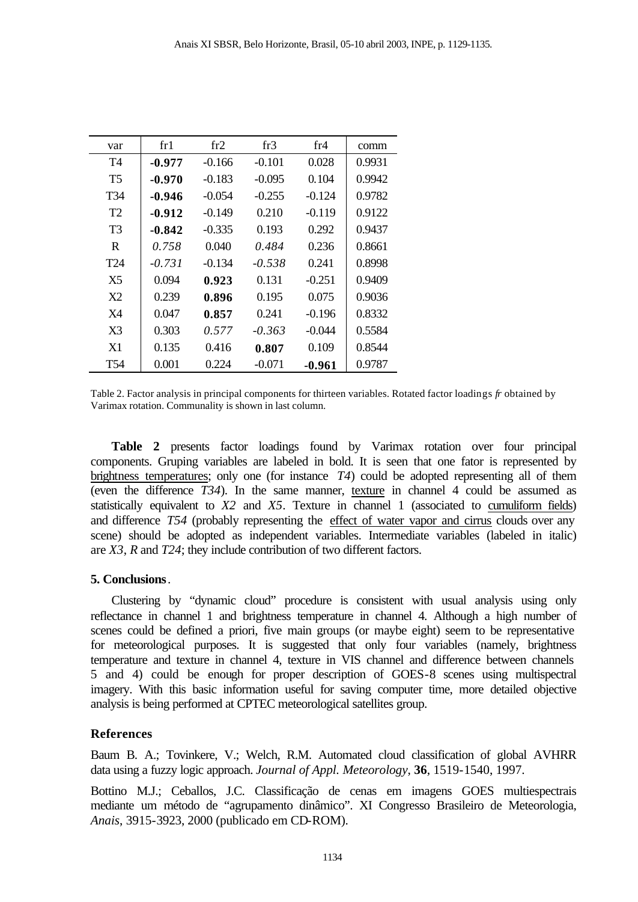| var | fr1 | fr2 | fr3 | fr4 | comm |
|---|---|---|---|---|---|
| T4 | **-0.977** | -0.166 | -0.101 | 0.028 | 0.9931 |
| T5 | **-0.970** | -0.183 | -0.095 | 0.104 | 0.9942 |
| T34 | **-0.946** | -0.054 | -0.255 | -0.124 | 0.9782 |
| T2 | **-0.912** | -0.149 | 0.210 | -0.119 | 0.9122 |
| T3 | **-0.842** | -0.335 | 0.193 | 0.292 | 0.9437 |
| R | *0.758* | 0.040 | *0.484* | 0.236 | 0.8661 |
| T24 | *-0.731* | -0.134 | *-0.538* | 0.241 | 0.8998 |
| X5 | 0.094 | **0.923** | 0.131 | -0.251 | 0.9409 |
| X2 | 0.239 | **0.896** | 0.195 | 0.075 | 0.9036 |
| X4 | 0.047 | **0.857** | 0.241 | -0.196 | 0.8332 |
| X3 | 0.303 | *0.577* | *-0.363* | -0.044 | 0.5584 |
| X1 | 0.135 | 0.416 | **0.807** | 0.109 | 0.8544 |
| T54 | 0.001 | 0.224 | -0.071 | **-0.961** | 0.9787 |

Table 2. Factor analysis in principal components for thirteen variables. Rotated factor loadings *fr* obtained by Varimax rotation. Communality is shown in last column.

**Table 2** presents factor loadings found by Varimax rotation over four principal components. Gruping variables are labeled in bold. It is seen that one fator is represented by brightness temperatures; only one (for instance *T4*) could be adopted representing all of them (even the difference *T34*). In the same manner, texture in channel 4 could be assumed as statistically equivalent to *X2* and *X5*. Texture in channel 1 (associated to cumuliform fields) and difference *T54* (probably representing the effect of water vapor and cirrus clouds over any scene) should be adopted as independent variables. Intermediate variables (labeled in italic) are *X3*, *R* and *T24*; they include contribution of two different factors.

### 5. Conclusions.

Clustering by "dynamic cloud" procedure is consistent with usual analysis using only reflectance in channel 1 and brightness temperature in channel 4. Although a high number of scenes could be defined a priori, five main groups (or maybe eight) seem to be representative for meteorological purposes. It is suggested that only four variables (namely, brightness temperature and texture in channel 4, texture in VIS channel and difference between channels 5 and 4) could be enough for proper description of GOES-8 scenes using multispectral imagery. With this basic information useful for saving computer time, more detailed objective analysis is being performed at CPTEC meteorological satellites group.

### References

Baum B. A.; Tovinkere, V.; Welch, R.M. Automated cloud classification of global AVHRR data using a fuzzy logic approach. *Journal of Appl. Meteorology*, **36**, 1519-1540, 1997.

Bottino M.J.; Ceballos, J.C. Classificação de cenas em imagens GOES multiespectrais mediante um método de "agrupamento dinâmico". XI Congresso Brasileiro de Meteorologia, *Anais*, 3915-3923, 2000 (publicado em CD-ROM).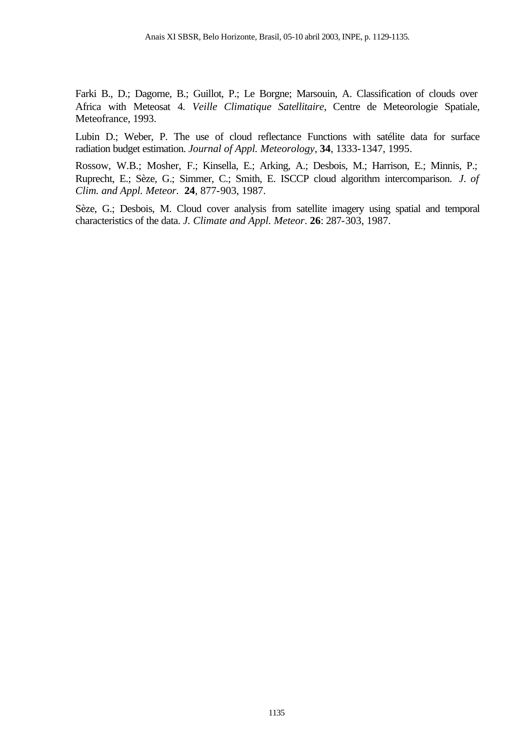Farki B., D.; Dagorne, B.; Guillot, P.; Le Borgne; Marsouin, A. Classification of clouds over Africa with Meteosat 4. *Veille Climatique Satellitaire*, Centre de Meteorologie Spatiale, Meteofrance, 1993.

Lubin D.; Weber, P. The use of cloud reflectance Functions with satélite data for surface radiation budget estimation. *Journal of Appl. Meteorology*, **34**, 1333-1347, 1995.

Rossow, W.B.; Mosher, F.; Kinsella, E.; Arking, A.; Desbois, M.; Harrison, E.; Minnis, P.; Ruprecht, E.; Sèze, G.; Simmer, C.; Smith, E. ISCCP cloud algorithm intercomparison. *J. of Clim. and Appl. Meteor*. **24**, 877-903, 1987.

Sèze, G.; Desbois, M. Cloud cover analysis from satellite imagery using spatial and temporal characteristics of the data. *J. Climate and Appl. Meteor*. **26**: 287-303, 1987.